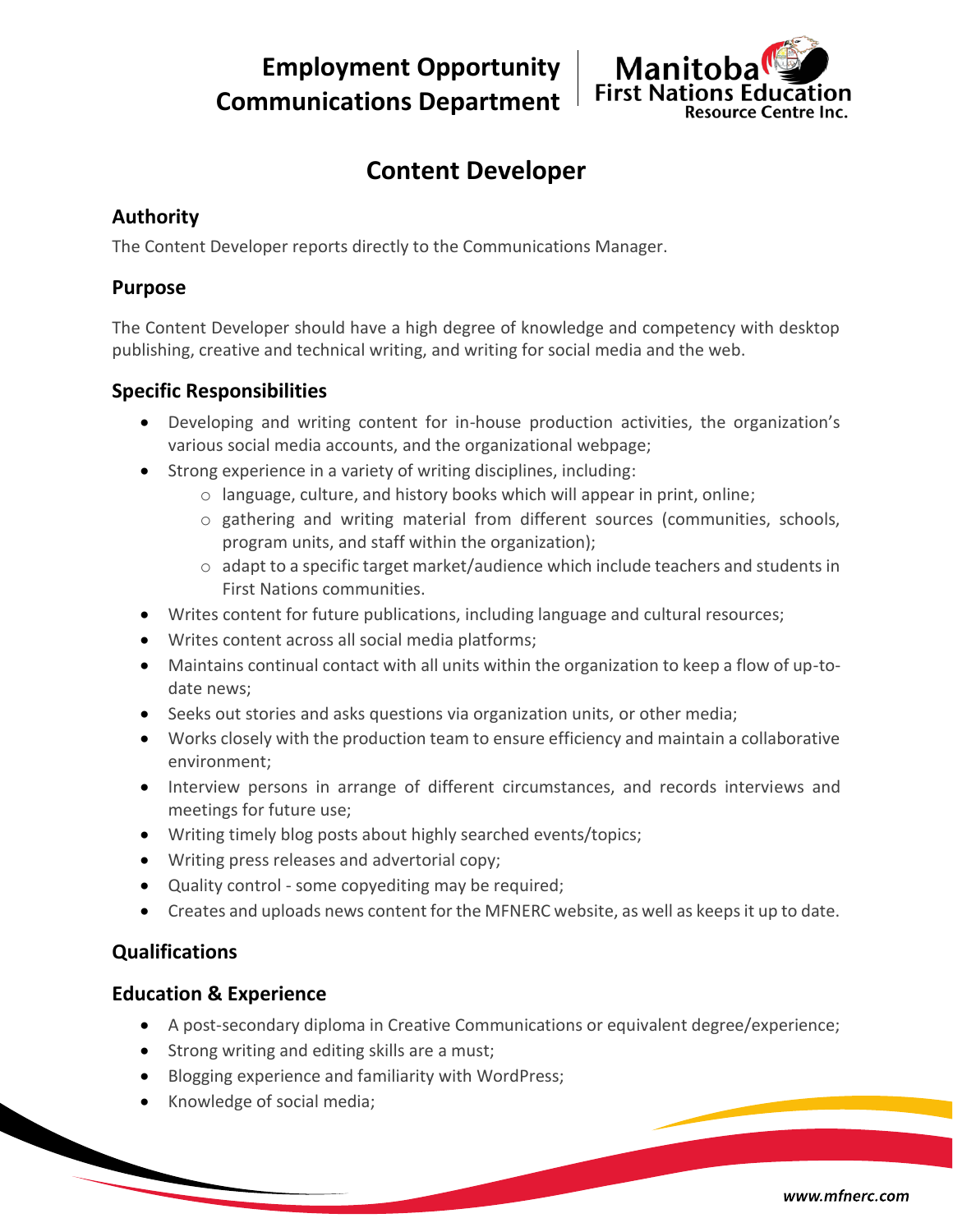**Employment Opportunity**
**Communications Department**

Manitoba First Nations Education Resource Centre Inc.

# Content Developer

## Authority

The Content Developer reports directly to the Communications Manager.

## Purpose

The Content Developer should have a high degree of knowledge and competency with desktop publishing, creative and technical writing, and writing for social media and the web.

## Specific Responsibilities

- Developing and writing content for in-house production activities, the organization's various social media accounts, and the organizational webpage;
- Strong experience in a variety of writing disciplines, including:
    - language, culture, and history books which will appear in print, online;
    - gathering and writing material from different sources (communities, schools, program units, and staff within the organization);
    - adapt to a specific target market/audience which include teachers and students in First Nations communities.
- Writes content for future publications, including language and cultural resources;
- Writes content across all social media platforms;
- Maintains continual contact with all units within the organization to keep a flow of up-to-date news;
- Seeks out stories and asks questions via organization units, or other media;
- Works closely with the production team to ensure efficiency and maintain a collaborative environment;
- Interview persons in arrange of different circumstances, and records interviews and meetings for future use;
- Writing timely blog posts about highly searched events/topics;
- Writing press releases and advertorial copy;
- Quality control - some copyediting may be required;
- Creates and uploads news content for the MFNERC website, as well as keeps it up to date.

## Qualifications

### Education & Experience

- A post-secondary diploma in Creative Communications or equivalent degree/experience;
- Strong writing and editing skills are a must;
- Blogging experience and familiarity with WordPress;
- Knowledge of social media;

www.mfnerc.com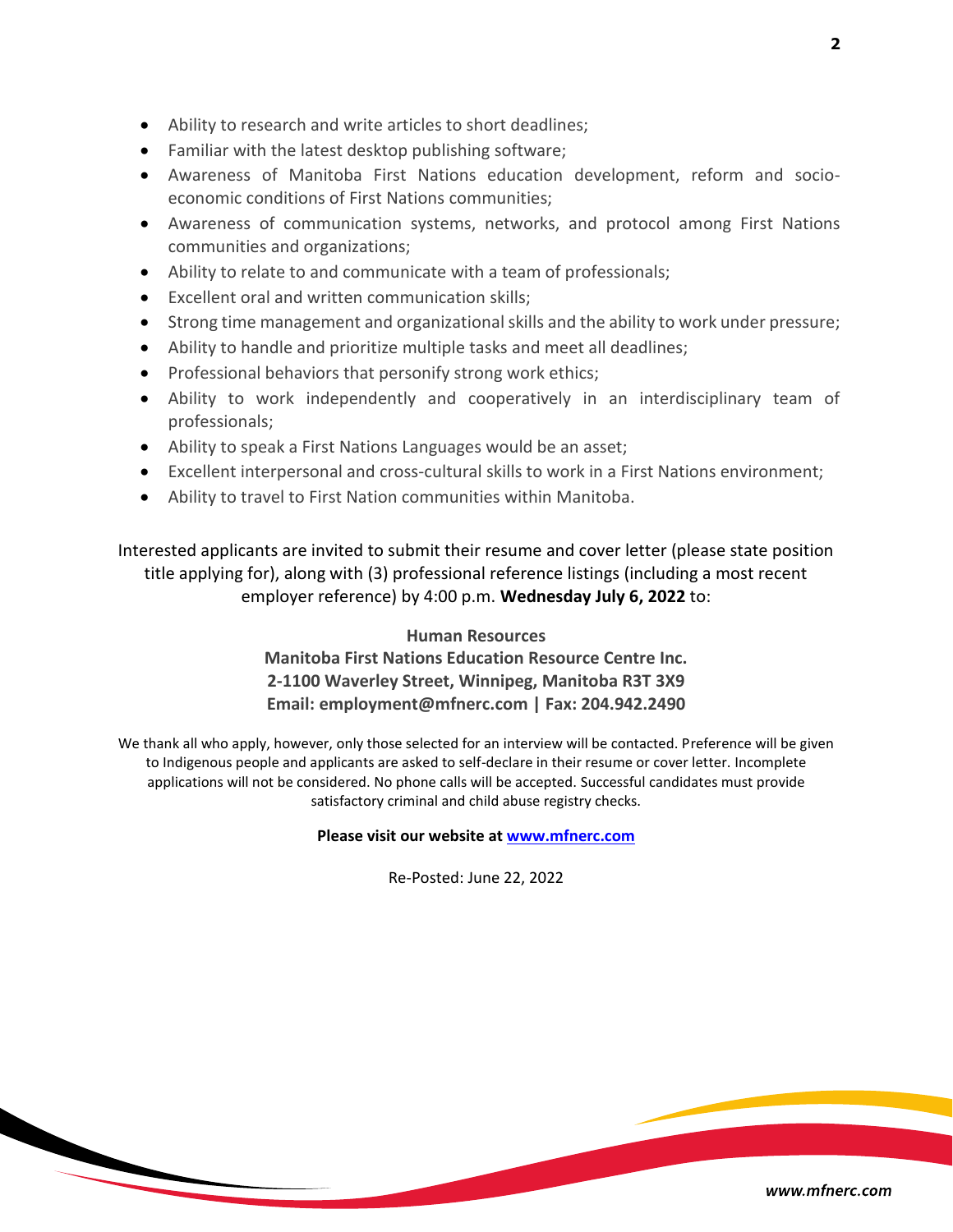- Ability to research and write articles to short deadlines;
- Familiar with the latest desktop publishing software;
- Awareness of Manitoba First Nations education development, reform and socio-economic conditions of First Nations communities;
- Awareness of communication systems, networks, and protocol among First Nations communities and organizations;
- Ability to relate to and communicate with a team of professionals;
- Excellent oral and written communication skills;
- Strong time management and organizational skills and the ability to work under pressure;
- Ability to handle and prioritize multiple tasks and meet all deadlines;
- Professional behaviors that personify strong work ethics;
- Ability to work independently and cooperatively in an interdisciplinary team of professionals;
- Ability to speak a First Nations Languages would be an asset;
- Excellent interpersonal and cross-cultural skills to work in a First Nations environment;
- Ability to travel to First Nation communities within Manitoba.

Interested applicants are invited to submit their resume and cover letter (please state position title applying for), along with (3) professional reference listings (including a most recent employer reference) by 4:00 p.m. **Wednesday July 6, 2022** to:

**Human Resources**
**Manitoba First Nations Education Resource Centre Inc.**
**2-1100 Waverley Street, Winnipeg, Manitoba R3T 3X9**
**Email: employment@mfnerc.com | Fax: 204.942.2490**

We thank all who apply, however, only those selected for an interview will be contacted. Preference will be given to Indigenous people and applicants are asked to self-declare in their resume or cover letter. Incomplete applications will not be considered. No phone calls will be accepted. Successful candidates must provide satisfactory criminal and child abuse registry checks.

**Please visit our website at [www.mfnerc.com](http://www.mfnerc.com)**

Re-Posted: June 22, 2022